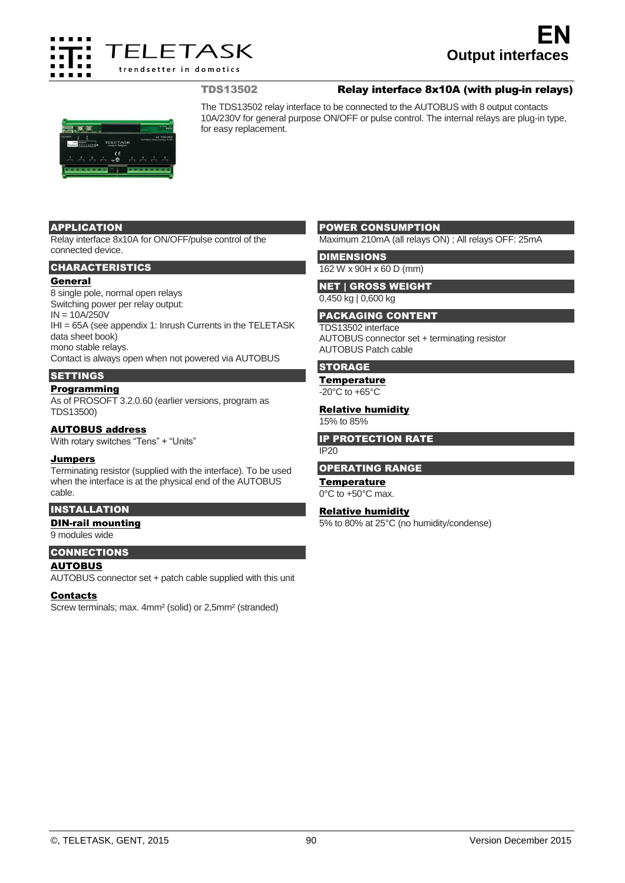# EN
## Output interfaces

### TDS13502 Relay interface 8x10A (with plug-in relays)

The TDS13502 relay interface to be connected to the AUTOBUS with 8 output contacts 10A/230V for general purpose ON/OFF or pulse control. The internal relays are plug-in type, for easy replacement.

## APPLICATION

Relay interface 8x10A for ON/OFF/pulse control of the connected device.

## CHARACTERISTICS

### General

8 single pole, normal open relays
Switching power per relay output:
IN = 10A/250V
IHI = 65A (see appendix 1: Inrush Currents in the TELETASK data sheet book)
mono stable relays.
Contact is always open when not powered via AUTOBUS

## SETTINGS

### Programming

As of PROSOFT 3.2.0.60 (earlier versions, program as TDS13500)

### AUTOBUS address

With rotary switches “Tens” + “Units”

### Jumpers

Terminating resistor (supplied with the interface). To be used when the interface is at the physical end of the AUTOBUS cable.

## INSTALLATION

### DIN-rail mounting

9 modules wide

## CONNECTIONS

### AUTOBUS

AUTOBUS connector set + patch cable supplied with this unit

### Contacts

Screw terminals; max. 4mm² (solid) or 2,5mm² (stranded)

## POWER CONSUMPTION

Maximum 210mA (all relays ON) ; All relays OFF: 25mA

## DIMENSIONS

162 W x 90H x 60 D (mm)

## NET | GROSS WEIGHT

0,450 kg | 0,600 kg

## PACKAGING CONTENT

TDS13502 interface
AUTOBUS connector set + terminating resistor
AUTOBUS Patch cable

## STORAGE

### Temperature

-20°C to +65°C

### Relative humidity

15% to 85%

## IP PROTECTION RATE

IP20

## OPERATING RANGE

### Temperature

0°C to +50°C max.

### Relative humidity

5% to 80% at 25°C (no humidity/condense)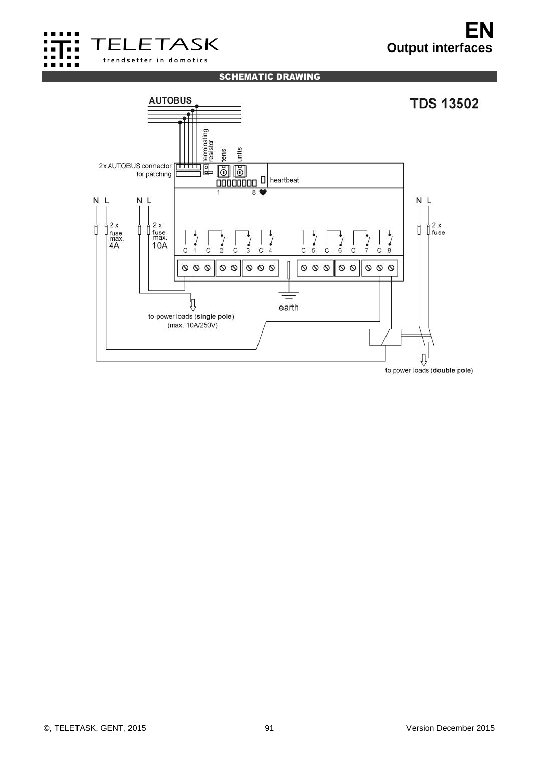## SCHEMATIC DRAWING

**TDS 13502**

AUTOBUS

terminating resistor

tens

units

2x AUTOBUS connector for patching

heartbeat

1

8

N L

2 x fuse max. 4A

N L

2 x fuse max. 10A

C 1 C 2 C 3 C 4 C 5 C 6 C 7 C 8

earth

to power loads (**single pole**) (max. 10A/250V)

N L

2 x fuse

to power loads (**double pole**)